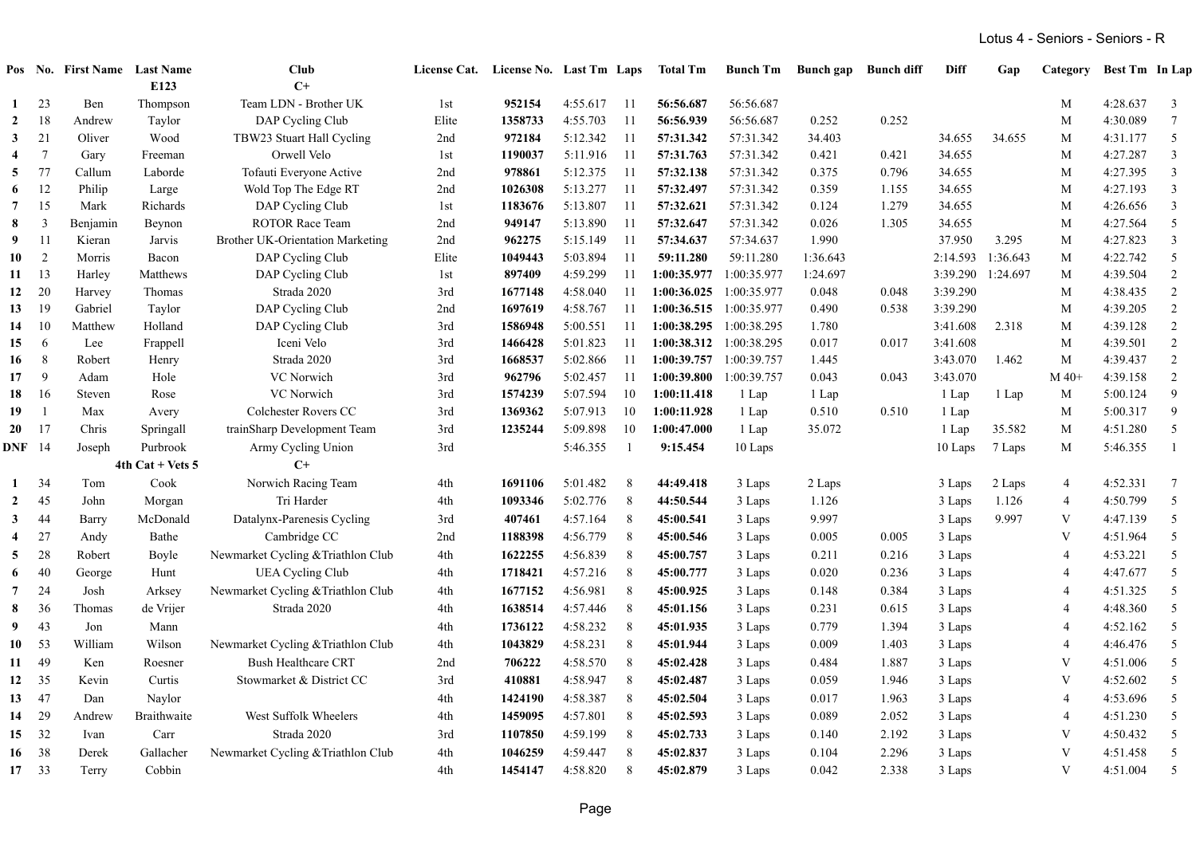# Lotus 4 - Seniors - Seniors - R

| Pos | No. | First Name | Last Name | Club | License Cat. | License No. | Last Tm | Laps | Total Tm | Bunch Tm | Bunch gap | Bunch diff | Diff | Gap | Category | Best Tm | In Lap |
|---|---|---|---|---|---|---|---|---|---|---|---|---|---|---|---|---|---|
| | | | E123 | C+ | | | | | | | | | | | | | |
| 1 | 23 | Ben | Thompson | Team LDN - Brother UK | 1st | 952154 | 4:55.617 | 11 | 56:56.687 | 56:56.687 | | | | | M | 4:28.637 | 3 |
| 2 | 18 | Andrew | Taylor | DAP Cycling Club | Elite | 1358733 | 4:55.703 | 11 | 56:56.939 | 56:56.687 | 0.252 | 0.252 | | | M | 4:30.089 | 7 |
| 3 | 21 | Oliver | Wood | TBW23 Stuart Hall Cycling | 2nd | 972184 | 5:12.342 | 11 | 57:31.342 | 57:31.342 | 34.403 | | 34.655 | 34.655 | M | 4:31.177 | 5 |
| 4 | 7 | Gary | Freeman | Orwell Velo | 1st | 1190037 | 5:11.916 | 11 | 57:31.763 | 57:31.342 | 0.421 | 0.421 | 34.655 | | M | 4:27.287 | 3 |
| 5 | 77 | Callum | Laborde | Tofauti Everyone Active | 2nd | 978861 | 5:12.375 | 11 | 57:32.138 | 57:31.342 | 0.375 | 0.796 | 34.655 | | M | 4:27.395 | 3 |
| 6 | 12 | Philip | Large | Wold Top The Edge RT | 2nd | 1026308 | 5:13.277 | 11 | 57:32.497 | 57:31.342 | 0.359 | 1.155 | 34.655 | | M | 4:27.193 | 3 |
| 7 | 15 | Mark | Richards | DAP Cycling Club | 1st | 1183676 | 5:13.807 | 11 | 57:32.621 | 57:31.342 | 0.124 | 1.279 | 34.655 | | M | 4:26.656 | 3 |
| 8 | 3 | Benjamin | Beynon | ROTOR Race Team | 2nd | 949147 | 5:13.890 | 11 | 57:32.647 | 57:31.342 | 0.026 | 1.305 | 34.655 | | M | 4:27.564 | 5 |
| 9 | 11 | Kieran | Jarvis | Brother UK-Orientation Marketing | 2nd | 962275 | 5:15.149 | 11 | 57:34.637 | 57:34.637 | 1.990 | | 37.950 | 3.295 | M | 4:27.823 | 3 |
| 10 | 2 | Morris | Bacon | DAP Cycling Club | Elite | 1049443 | 5:03.894 | 11 | 59:11.280 | 59:11.280 | 1:36.643 | | 2:14.593 | 1:36.643 | M | 4:22.742 | 5 |
| 11 | 13 | Harley | Matthews | DAP Cycling Club | 1st | 897409 | 4:59.299 | 11 | 1:00:35.977 | 1:00:35.977 | 1:24.697 | | 3:39.290 | 1:24.697 | M | 4:39.504 | 2 |
| 12 | 20 | Harvey | Thomas | Strada 2020 | 3rd | 1677148 | 4:58.040 | 11 | 1:00:36.025 | 1:00:35.977 | 0.048 | 0.048 | 3:39.290 | | M | 4:38.435 | 2 |
| 13 | 19 | Gabriel | Taylor | DAP Cycling Club | 2nd | 1697619 | 4:58.767 | 11 | 1:00:36.515 | 1:00:35.977 | 0.490 | 0.538 | 3:39.290 | | M | 4:39.205 | 2 |
| 14 | 10 | Matthew | Holland | DAP Cycling Club | 3rd | 1586948 | 5:00.551 | 11 | 1:00:38.295 | 1:00:38.295 | 1.780 | | 3:41.608 | 2.318 | M | 4:39.128 | 2 |
| 15 | 6 | Lee | Frappell | Iceni Velo | 3rd | 1466428 | 5:01.823 | 11 | 1:00:38.312 | 1:00:38.295 | 0.017 | 0.017 | 3:41.608 | | M | 4:39.501 | 2 |
| 16 | 8 | Robert | Henry | Strada 2020 | 3rd | 1668537 | 5:02.866 | 11 | 1:00:39.757 | 1:00:39.757 | 1.445 | | 3:43.070 | 1.462 | M | 4:39.437 | 2 |
| 17 | 9 | Adam | Hole | VC Norwich | 3rd | 962796 | 5:02.457 | 11 | 1:00:39.800 | 1:00:39.757 | 0.043 | 0.043 | 3:43.070 | | M 40+ | 4:39.158 | 2 |
| 18 | 16 | Steven | Rose | VC Norwich | 3rd | 1574239 | 5:07.594 | 10 | 1:00:11.418 | 1 Lap | 1 Lap | | 1 Lap | 1 Lap | M | 5:00.124 | 9 |
| 19 | 1 | Max | Avery | Colchester Rovers CC | 3rd | 1369362 | 5:07.913 | 10 | 1:00:11.928 | 1 Lap | 0.510 | 0.510 | 1 Lap | | M | 5:00.317 | 9 |
| 20 | 17 | Chris | Springall | trainSharp Development Team | 3rd | 1235244 | 5:09.898 | 10 | 1:00:47.000 | 1 Lap | 35.072 | | 1 Lap | 35.582 | M | 4:51.280 | 5 |
| DNF | 14 | Joseph | Purbrook | Army Cycling Union | 3rd | | 5:46.355 | 1 | 9:15.454 | 10 Laps | | | 10 Laps | 7 Laps | M | 5:46.355 | 1 |
| | | | 4th Cat + Vets 5 | C+ | | | | | | | | | | | | | |
| 1 | 34 | Tom | Cook | Norwich Racing Team | 4th | 1691106 | 5:01.482 | 8 | 44:49.418 | 3 Laps | 2 Laps | | 3 Laps | 2 Laps | 4 | 4:52.331 | 7 |
| 2 | 45 | John | Morgan | Tri Harder | 4th | 1093346 | 5:02.776 | 8 | 44:50.544 | 3 Laps | 1.126 | | 3 Laps | 1.126 | 4 | 4:50.799 | 5 |
| 3 | 44 | Barry | McDonald | Datalynx-Parenesis Cycling | 3rd | 407461 | 4:57.164 | 8 | 45:00.541 | 3 Laps | 9.997 | | 3 Laps | 9.997 | V | 4:47.139 | 5 |
| 4 | 27 | Andy | Bathe | Cambridge CC | 2nd | 1188398 | 4:56.779 | 8 | 45:00.546 | 3 Laps | 0.005 | 0.005 | 3 Laps | | V | 4:51.964 | 5 |
| 5 | 28 | Robert | Boyle | Newmarket Cycling &Triathlon Club | 4th | 1622255 | 4:56.839 | 8 | 45:00.757 | 3 Laps | 0.211 | 0.216 | 3 Laps | | 4 | 4:53.221 | 5 |
| 6 | 40 | George | Hunt | UEA Cycling Club | 4th | 1718421 | 4:57.216 | 8 | 45:00.777 | 3 Laps | 0.020 | 0.236 | 3 Laps | | 4 | 4:47.677 | 5 |
| 7 | 24 | Josh | Arksey | Newmarket Cycling &Triathlon Club | 4th | 1677152 | 4:56.981 | 8 | 45:00.925 | 3 Laps | 0.148 | 0.384 | 3 Laps | | 4 | 4:51.325 | 5 |
| 8 | 36 | Thomas | de Vrijer | Strada 2020 | 4th | 1638514 | 4:57.446 | 8 | 45:01.156 | 3 Laps | 0.231 | 0.615 | 3 Laps | | 4 | 4:48.360 | 5 |
| 9 | 43 | Jon | Mann | | 4th | 1736122 | 4:58.232 | 8 | 45:01.935 | 3 Laps | 0.779 | 1.394 | 3 Laps | | 4 | 4:52.162 | 5 |
| 10 | 53 | William | Wilson | Newmarket Cycling &Triathlon Club | 4th | 1043829 | 4:58.231 | 8 | 45:01.944 | 3 Laps | 0.009 | 1.403 | 3 Laps | | 4 | 4:46.476 | 5 |
| 11 | 49 | Ken | Roesner | Bush Healthcare CRT | 2nd | 706222 | 4:58.570 | 8 | 45:02.428 | 3 Laps | 0.484 | 1.887 | 3 Laps | | V | 4:51.006 | 5 |
| 12 | 35 | Kevin | Curtis | Stowmarket & District CC | 3rd | 410881 | 4:58.947 | 8 | 45:02.487 | 3 Laps | 0.059 | 1.946 | 3 Laps | | V | 4:52.602 | 5 |
| 13 | 47 | Dan | Naylor | | 4th | 1424190 | 4:58.387 | 8 | 45:02.504 | 3 Laps | 0.017 | 1.963 | 3 Laps | | 4 | 4:53.696 | 5 |
| 14 | 29 | Andrew | Braithwaite | West Suffolk Wheelers | 4th | 1459095 | 4:57.801 | 8 | 45:02.593 | 3 Laps | 0.089 | 2.052 | 3 Laps | | 4 | 4:51.230 | 5 |
| 15 | 32 | Ivan | Carr | Strada 2020 | 3rd | 1107850 | 4:59.199 | 8 | 45:02.733 | 3 Laps | 0.140 | 2.192 | 3 Laps | | V | 4:50.432 | 5 |
| 16 | 38 | Derek | Gallacher | Newmarket Cycling &Triathlon Club | 4th | 1046259 | 4:59.447 | 8 | 45:02.837 | 3 Laps | 0.104 | 2.296 | 3 Laps | | V | 4:51.458 | 5 |
| 17 | 33 | Terry | Cobbin | | 4th | 1454147 | 4:58.820 | 8 | 45:02.879 | 3 Laps | 0.042 | 2.338 | 3 Laps | | V | 4:51.004 | 5 |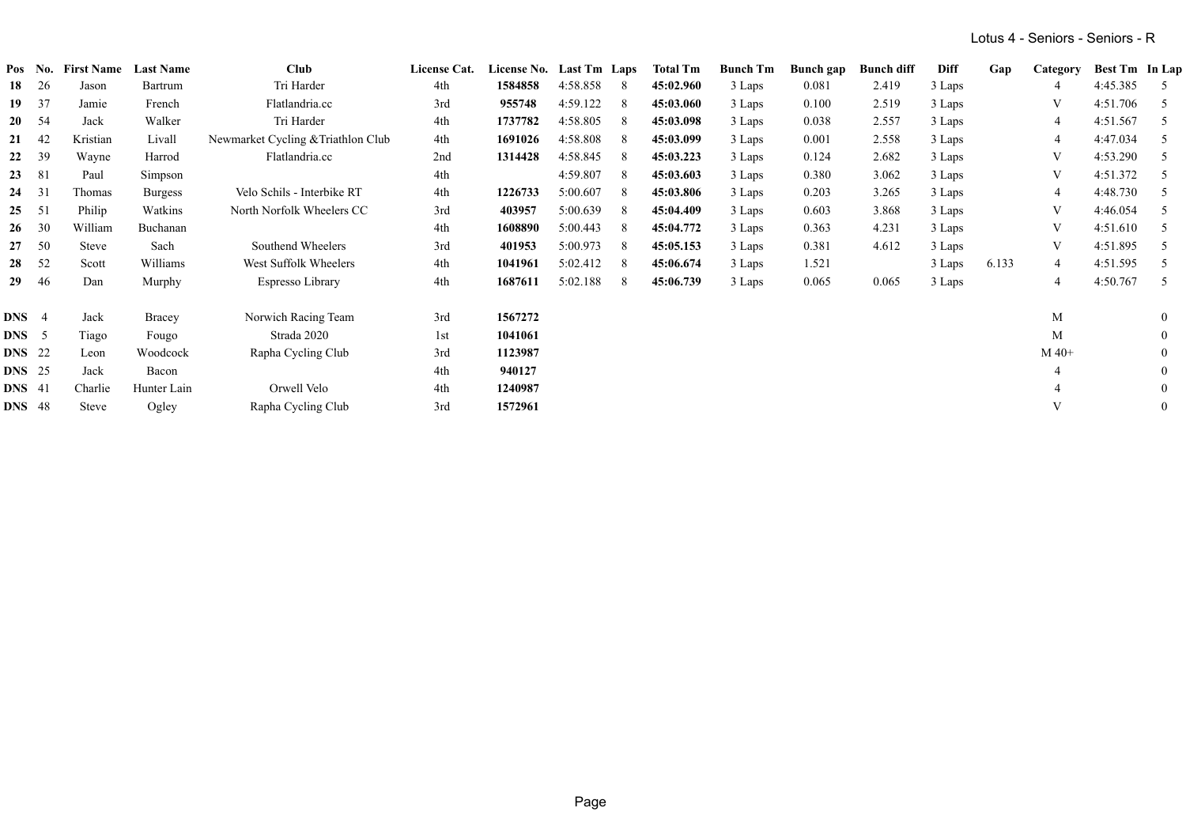| Pos | No. | First Name | Last Name | Club | License Cat. | License No. | Last Tm | Laps | Total Tm | Bunch Tm | Bunch gap | Bunch diff | Diff | Gap | Category | Best Tm | In Lap |
|---|---|---|---|---|---|---|---|---|---|---|---|---|---|---|---|---|---|
| **18** | 26 | Jason | Bartrum | Tri Harder | 4th | **1584858** | 4:58.858 | 8 | **45:02.960** | 3 Laps | 0.081 | 2.419 | 3 Laps | | 4 | 4:45.385 | 5 |
| **19** | 37 | Jamie | French | Flatlandria.cc | 3rd | **955748** | 4:59.122 | 8 | **45:03.060** | 3 Laps | 0.100 | 2.519 | 3 Laps | | V | 4:51.706 | 5 |
| **20** | 54 | Jack | Walker | Tri Harder | 4th | **1737782** | 4:58.805 | 8 | **45:03.098** | 3 Laps | 0.038 | 2.557 | 3 Laps | | 4 | 4:51.567 | 5 |
| **21** | 42 | Kristian | Livall | Newmarket Cycling &Triathlon Club | 4th | **1691026** | 4:58.808 | 8 | **45:03.099** | 3 Laps | 0.001 | 2.558 | 3 Laps | | 4 | 4:47.034 | 5 |
| **22** | 39 | Wayne | Harrod | Flatlandria.cc | 2nd | **1314428** | 4:58.845 | 8 | **45:03.223** | 3 Laps | 0.124 | 2.682 | 3 Laps | | V | 4:53.290 | 5 |
| **23** | 81 | Paul | Simpson | | 4th | | 4:59.807 | 8 | **45:03.603** | 3 Laps | 0.380 | 3.062 | 3 Laps | | V | 4:51.372 | 5 |
| **24** | 31 | Thomas | Burgess | Velo Schils - Interbike RT | 4th | **1226733** | 5:00.607 | 8 | **45:03.806** | 3 Laps | 0.203 | 3.265 | 3 Laps | | 4 | 4:48.730 | 5 |
| **25** | 51 | Philip | Watkins | North Norfolk Wheelers CC | 3rd | **403957** | 5:00.639 | 8 | **45:04.409** | 3 Laps | 0.603 | 3.868 | 3 Laps | | V | 4:46.054 | 5 |
| **26** | 30 | William | Buchanan | | 4th | **1608890** | 5:00.443 | 8 | **45:04.772** | 3 Laps | 0.363 | 4.231 | 3 Laps | | V | 4:51.610 | 5 |
| **27** | 50 | Steve | Sach | Southend Wheelers | 3rd | **401953** | 5:00.973 | 8 | **45:05.153** | 3 Laps | 0.381 | 4.612 | 3 Laps | | V | 4:51.895 | 5 |
| **28** | 52 | Scott | Williams | West Suffolk Wheelers | 4th | **1041961** | 5:02.412 | 8 | **45:06.674** | 3 Laps | 1.521 | | 3 Laps | 6.133 | 4 | 4:51.595 | 5 |
| **29** | 46 | Dan | Murphy | Espresso Library | 4th | **1687611** | 5:02.188 | 8 | **45:06.739** | 3 Laps | 0.065 | 0.065 | 3 Laps | | 4 | 4:50.767 | 5 |
| **DNS** | 4 | Jack | Bracey | Norwich Racing Team | 3rd | **1567272** | | | | | | | | | M | | 0 |
| **DNS** | 5 | Tiago | Fougo | Strada 2020 | 1st | **1041061** | | | | | | | | | M | | 0 |
| **DNS** | 22 | Leon | Woodcock | Rapha Cycling Club | 3rd | **1123987** | | | | | | | | | M 40+ | | 0 |
| **DNS** | 25 | Jack | Bacon | | 4th | **940127** | | | | | | | | | 4 | | 0 |
| **DNS** | 41 | Charlie | Hunter Lain | Orwell Velo | 4th | **1240987** | | | | | | | | | 4 | | 0 |
| **DNS** | 48 | Steve | Ogley | Rapha Cycling Club | 3rd | **1572961** | | | | | | | | | V | | 0 |